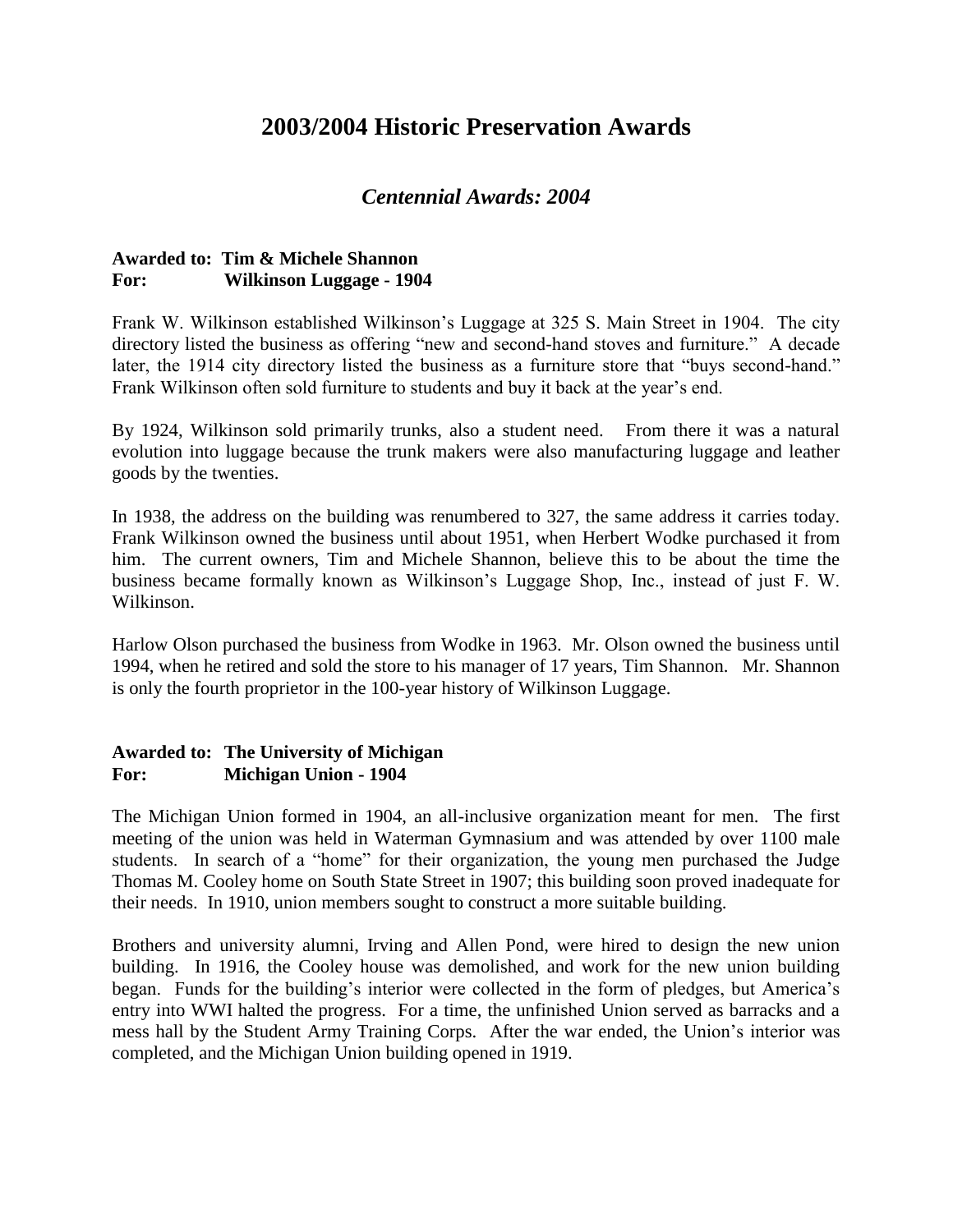# 2003/2004 Historic Preservation Awards

## *Centennial Awards: 2004*

**Awarded to: Tim & Michele Shannon**
**For: Wilkinson Luggage - 1904**

Frank W. Wilkinson established Wilkinson's Luggage at 325 S. Main Street in 1904. The city directory listed the business as offering "new and second-hand stoves and furniture." A decade later, the 1914 city directory listed the business as a furniture store that "buys second-hand." Frank Wilkinson often sold furniture to students and buy it back at the year's end.

By 1924, Wilkinson sold primarily trunks, also a student need. From there it was a natural evolution into luggage because the trunk makers were also manufacturing luggage and leather goods by the twenties.

In 1938, the address on the building was renumbered to 327, the same address it carries today. Frank Wilkinson owned the business until about 1951, when Herbert Wodke purchased it from him. The current owners, Tim and Michele Shannon, believe this to be about the time the business became formally known as Wilkinson's Luggage Shop, Inc., instead of just F. W. Wilkinson.

Harlow Olson purchased the business from Wodke in 1963. Mr. Olson owned the business until 1994, when he retired and sold the store to his manager of 17 years, Tim Shannon. Mr. Shannon is only the fourth proprietor in the 100-year history of Wilkinson Luggage.

**Awarded to: The University of Michigan**
**For: Michigan Union - 1904**

The Michigan Union formed in 1904, an all-inclusive organization meant for men. The first meeting of the union was held in Waterman Gymnasium and was attended by over 1100 male students. In search of a "home" for their organization, the young men purchased the Judge Thomas M. Cooley home on South State Street in 1907; this building soon proved inadequate for their needs. In 1910, union members sought to construct a more suitable building.

Brothers and university alumni, Irving and Allen Pond, were hired to design the new union building. In 1916, the Cooley house was demolished, and work for the new union building began. Funds for the building's interior were collected in the form of pledges, but America's entry into WWI halted the progress. For a time, the unfinished Union served as barracks and a mess hall by the Student Army Training Corps. After the war ended, the Union's interior was completed, and the Michigan Union building opened in 1919.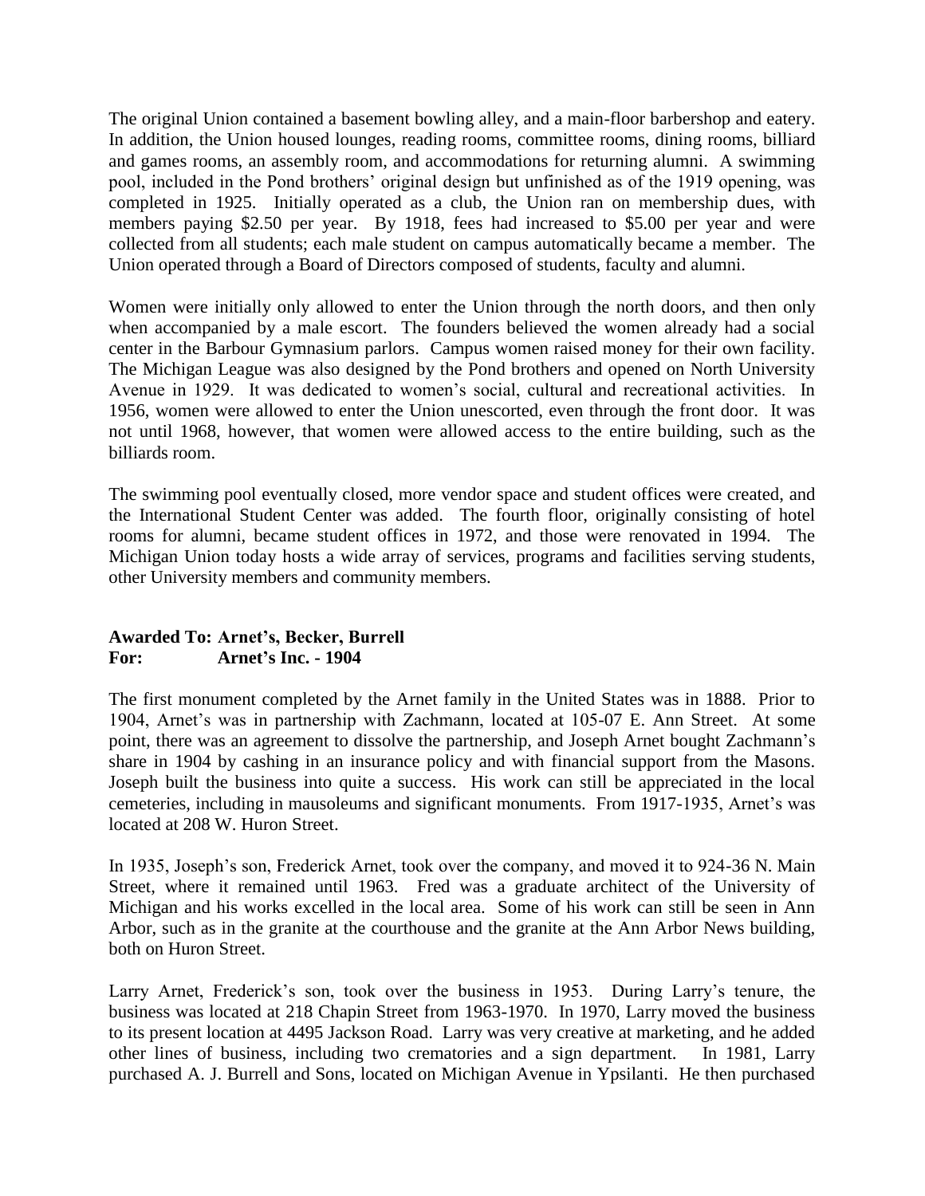The original Union contained a basement bowling alley, and a main-floor barbershop and eatery. In addition, the Union housed lounges, reading rooms, committee rooms, dining rooms, billiard and games rooms, an assembly room, and accommodations for returning alumni. A swimming pool, included in the Pond brothers' original design but unfinished as of the 1919 opening, was completed in 1925. Initially operated as a club, the Union ran on membership dues, with members paying $2.50 per year. By 1918, fees had increased to $5.00 per year and were collected from all students; each male student on campus automatically became a member. The Union operated through a Board of Directors composed of students, faculty and alumni.

Women were initially only allowed to enter the Union through the north doors, and then only when accompanied by a male escort. The founders believed the women already had a social center in the Barbour Gymnasium parlors. Campus women raised money for their own facility. The Michigan League was also designed by the Pond brothers and opened on North University Avenue in 1929. It was dedicated to women's social, cultural and recreational activities. In 1956, women were allowed to enter the Union unescorted, even through the front door. It was not until 1968, however, that women were allowed access to the entire building, such as the billiards room.

The swimming pool eventually closed, more vendor space and student offices were created, and the International Student Center was added. The fourth floor, originally consisting of hotel rooms for alumni, became student offices in 1972, and those were renovated in 1994. The Michigan Union today hosts a wide array of services, programs and facilities serving students, other University members and community members.

**Awarded To: Arnet's, Becker, Burrell**
**For: Arnet's Inc. - 1904**

The first monument completed by the Arnet family in the United States was in 1888. Prior to 1904, Arnet's was in partnership with Zachmann, located at 105-07 E. Ann Street. At some point, there was an agreement to dissolve the partnership, and Joseph Arnet bought Zachmann's share in 1904 by cashing in an insurance policy and with financial support from the Masons. Joseph built the business into quite a success. His work can still be appreciated in the local cemeteries, including in mausoleums and significant monuments. From 1917-1935, Arnet's was located at 208 W. Huron Street.

In 1935, Joseph's son, Frederick Arnet, took over the company, and moved it to 924-36 N. Main Street, where it remained until 1963. Fred was a graduate architect of the University of Michigan and his works excelled in the local area. Some of his work can still be seen in Ann Arbor, such as in the granite at the courthouse and the granite at the Ann Arbor News building, both on Huron Street.

Larry Arnet, Frederick's son, took over the business in 1953. During Larry's tenure, the business was located at 218 Chapin Street from 1963-1970. In 1970, Larry moved the business to its present location at 4495 Jackson Road. Larry was very creative at marketing, and he added other lines of business, including two crematories and a sign department. In 1981, Larry purchased A. J. Burrell and Sons, located on Michigan Avenue in Ypsilanti. He then purchased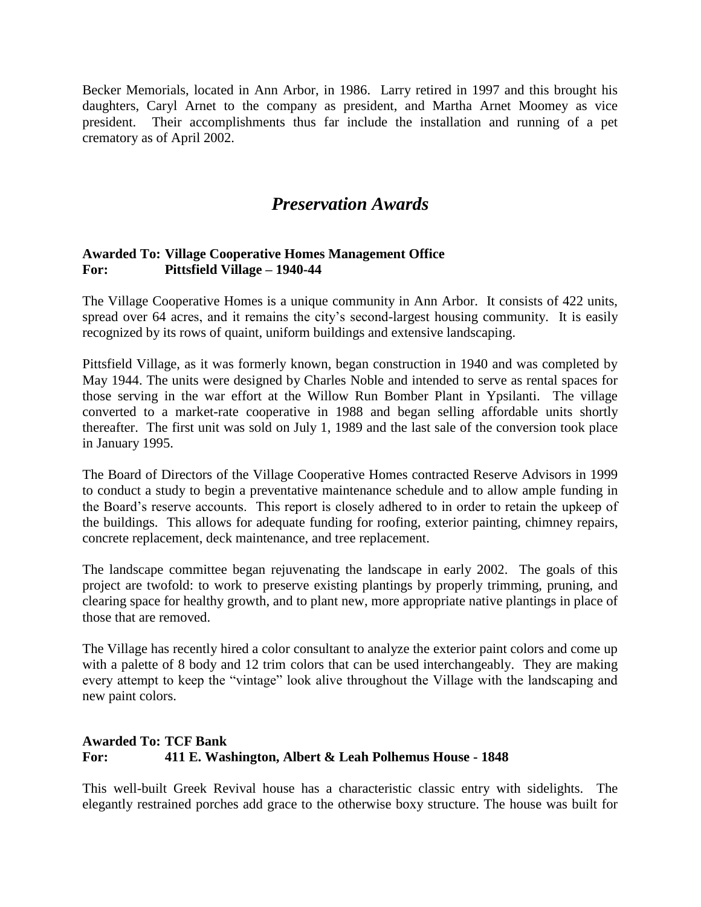Becker Memorials, located in Ann Arbor, in 1986. Larry retired in 1997 and this brought his daughters, Caryl Arnet to the company as president, and Martha Arnet Moomey as vice president. Their accomplishments thus far include the installation and running of a pet crematory as of April 2002.

## *Preservation Awards*

**Awarded To: Village Cooperative Homes Management Office**
**For: Pittsfield Village – 1940-44**

The Village Cooperative Homes is a unique community in Ann Arbor. It consists of 422 units, spread over 64 acres, and it remains the city's second-largest housing community. It is easily recognized by its rows of quaint, uniform buildings and extensive landscaping.

Pittsfield Village, as it was formerly known, began construction in 1940 and was completed by May 1944. The units were designed by Charles Noble and intended to serve as rental spaces for those serving in the war effort at the Willow Run Bomber Plant in Ypsilanti. The village converted to a market-rate cooperative in 1988 and began selling affordable units shortly thereafter. The first unit was sold on July 1, 1989 and the last sale of the conversion took place in January 1995.

The Board of Directors of the Village Cooperative Homes contracted Reserve Advisors in 1999 to conduct a study to begin a preventative maintenance schedule and to allow ample funding in the Board's reserve accounts. This report is closely adhered to in order to retain the upkeep of the buildings. This allows for adequate funding for roofing, exterior painting, chimney repairs, concrete replacement, deck maintenance, and tree replacement.

The landscape committee began rejuvenating the landscape in early 2002. The goals of this project are twofold: to work to preserve existing plantings by properly trimming, pruning, and clearing space for healthy growth, and to plant new, more appropriate native plantings in place of those that are removed.

The Village has recently hired a color consultant to analyze the exterior paint colors and come up with a palette of 8 body and 12 trim colors that can be used interchangeably. They are making every attempt to keep the "vintage" look alive throughout the Village with the landscaping and new paint colors.

**Awarded To: TCF Bank**
**For: 411 E. Washington, Albert & Leah Polhemus House - 1848**

This well-built Greek Revival house has a characteristic classic entry with sidelights. The elegantly restrained porches add grace to the otherwise boxy structure. The house was built for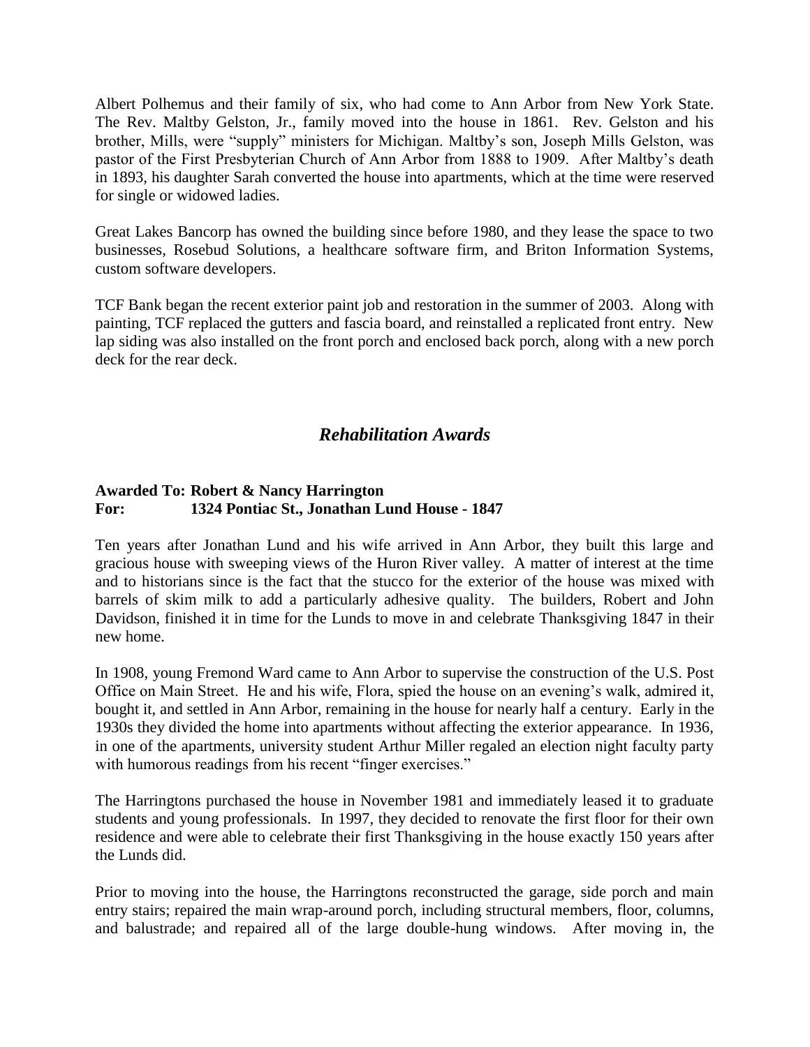Albert Polhemus and their family of six, who had come to Ann Arbor from New York State. The Rev. Maltby Gelston, Jr., family moved into the house in 1861. Rev. Gelston and his brother, Mills, were "supply" ministers for Michigan. Maltby's son, Joseph Mills Gelston, was pastor of the First Presbyterian Church of Ann Arbor from 1888 to 1909. After Maltby's death in 1893, his daughter Sarah converted the house into apartments, which at the time were reserved for single or widowed ladies.

Great Lakes Bancorp has owned the building since before 1980, and they lease the space to two businesses, Rosebud Solutions, a healthcare software firm, and Briton Information Systems, custom software developers.

TCF Bank began the recent exterior paint job and restoration in the summer of 2003. Along with painting, TCF replaced the gutters and fascia board, and reinstalled a replicated front entry. New lap siding was also installed on the front porch and enclosed back porch, along with a new porch deck for the rear deck.

## *Rehabilitation Awards*

**Awarded To: Robert & Nancy Harrington**
**For: 1324 Pontiac St., Jonathan Lund House - 1847**

Ten years after Jonathan Lund and his wife arrived in Ann Arbor, they built this large and gracious house with sweeping views of the Huron River valley. A matter of interest at the time and to historians since is the fact that the stucco for the exterior of the house was mixed with barrels of skim milk to add a particularly adhesive quality. The builders, Robert and John Davidson, finished it in time for the Lunds to move in and celebrate Thanksgiving 1847 in their new home.

In 1908, young Fremond Ward came to Ann Arbor to supervise the construction of the U.S. Post Office on Main Street. He and his wife, Flora, spied the house on an evening's walk, admired it, bought it, and settled in Ann Arbor, remaining in the house for nearly half a century. Early in the 1930s they divided the home into apartments without affecting the exterior appearance. In 1936, in one of the apartments, university student Arthur Miller regaled an election night faculty party with humorous readings from his recent "finger exercises."

The Harringtons purchased the house in November 1981 and immediately leased it to graduate students and young professionals. In 1997, they decided to renovate the first floor for their own residence and were able to celebrate their first Thanksgiving in the house exactly 150 years after the Lunds did.

Prior to moving into the house, the Harringtons reconstructed the garage, side porch and main entry stairs; repaired the main wrap-around porch, including structural members, floor, columns, and balustrade; and repaired all of the large double-hung windows. After moving in, the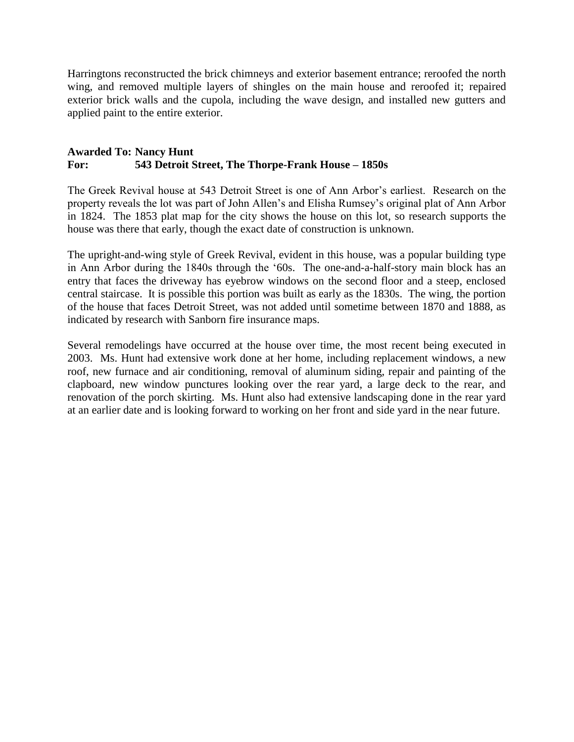Harringtons reconstructed the brick chimneys and exterior basement entrance; reroofed the north wing, and removed multiple layers of shingles on the main house and reroofed it; repaired exterior brick walls and the cupola, including the wave design, and installed new gutters and applied paint to the entire exterior.

**Awarded To: Nancy Hunt**
**For: 543 Detroit Street, The Thorpe-Frank House – 1850s**

The Greek Revival house at 543 Detroit Street is one of Ann Arbor's earliest. Research on the property reveals the lot was part of John Allen's and Elisha Rumsey's original plat of Ann Arbor in 1824. The 1853 plat map for the city shows the house on this lot, so research supports the house was there that early, though the exact date of construction is unknown.

The upright-and-wing style of Greek Revival, evident in this house, was a popular building type in Ann Arbor during the 1840s through the '60s. The one-and-a-half-story main block has an entry that faces the driveway has eyebrow windows on the second floor and a steep, enclosed central staircase. It is possible this portion was built as early as the 1830s. The wing, the portion of the house that faces Detroit Street, was not added until sometime between 1870 and 1888, as indicated by research with Sanborn fire insurance maps.

Several remodelings have occurred at the house over time, the most recent being executed in 2003. Ms. Hunt had extensive work done at her home, including replacement windows, a new roof, new furnace and air conditioning, removal of aluminum siding, repair and painting of the clapboard, new window punctures looking over the rear yard, a large deck to the rear, and renovation of the porch skirting. Ms. Hunt also had extensive landscaping done in the rear yard at an earlier date and is looking forward to working on her front and side yard in the near future.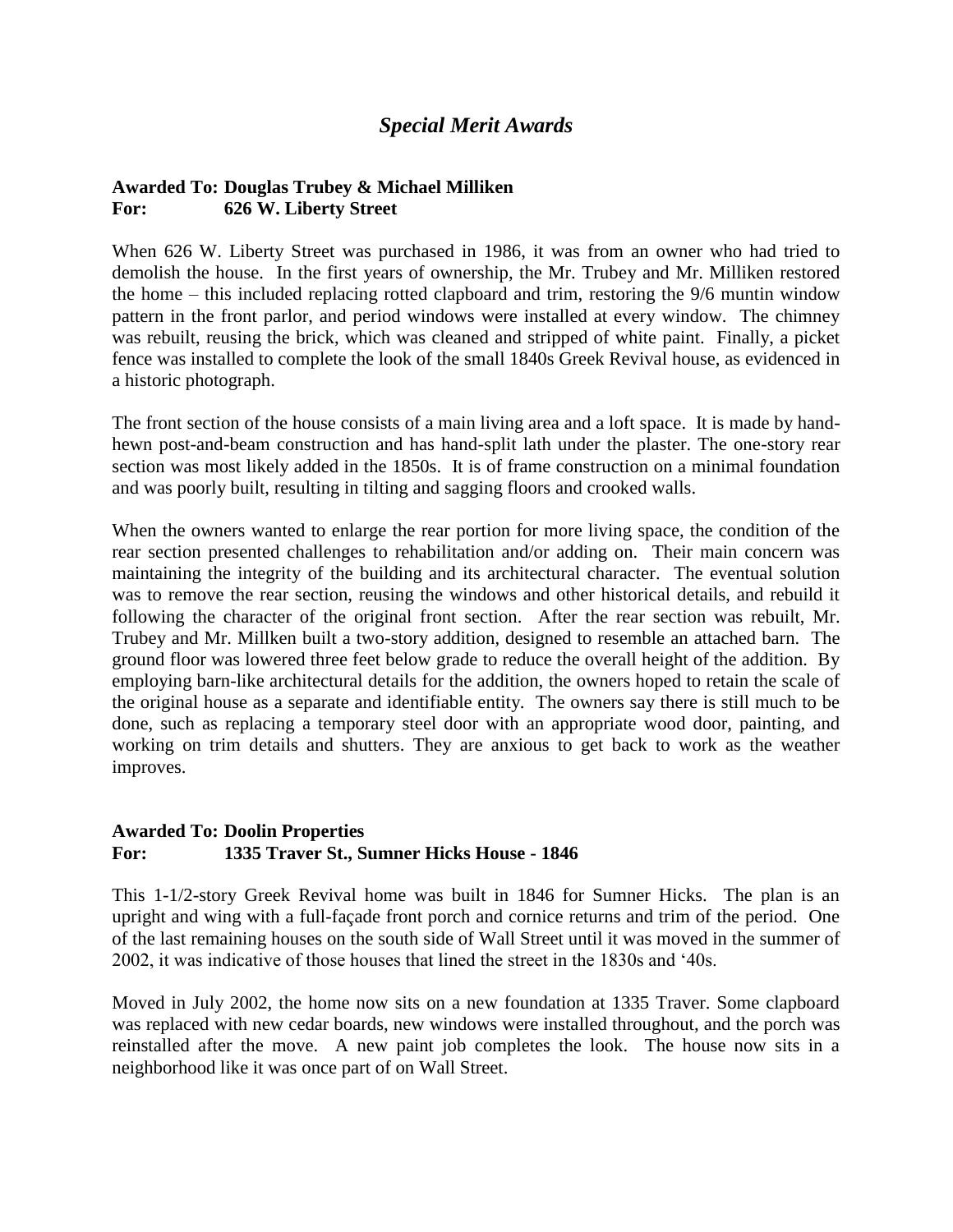## *Special Merit Awards*

**Awarded To: Douglas Trubey & Michael Milliken**
**For: 626 W. Liberty Street**

When 626 W. Liberty Street was purchased in 1986, it was from an owner who had tried to demolish the house. In the first years of ownership, the Mr. Trubey and Mr. Milliken restored the home – this included replacing rotted clapboard and trim, restoring the 9/6 muntin window pattern in the front parlor, and period windows were installed at every window. The chimney was rebuilt, reusing the brick, which was cleaned and stripped of white paint. Finally, a picket fence was installed to complete the look of the small 1840s Greek Revival house, as evidenced in a historic photograph.

The front section of the house consists of a main living area and a loft space. It is made by hand-hewn post-and-beam construction and has hand-split lath under the plaster. The one-story rear section was most likely added in the 1850s. It is of frame construction on a minimal foundation and was poorly built, resulting in tilting and sagging floors and crooked walls.

When the owners wanted to enlarge the rear portion for more living space, the condition of the rear section presented challenges to rehabilitation and/or adding on. Their main concern was maintaining the integrity of the building and its architectural character. The eventual solution was to remove the rear section, reusing the windows and other historical details, and rebuild it following the character of the original front section. After the rear section was rebuilt, Mr. Trubey and Mr. Millken built a two-story addition, designed to resemble an attached barn. The ground floor was lowered three feet below grade to reduce the overall height of the addition. By employing barn-like architectural details for the addition, the owners hoped to retain the scale of the original house as a separate and identifiable entity. The owners say there is still much to be done, such as replacing a temporary steel door with an appropriate wood door, painting, and working on trim details and shutters. They are anxious to get back to work as the weather improves.

**Awarded To: Doolin Properties**
**For: 1335 Traver St., Sumner Hicks House - 1846**

This 1-1/2-story Greek Revival home was built in 1846 for Sumner Hicks. The plan is an upright and wing with a full-façade front porch and cornice returns and trim of the period. One of the last remaining houses on the south side of Wall Street until it was moved in the summer of 2002, it was indicative of those houses that lined the street in the 1830s and '40s.

Moved in July 2002, the home now sits on a new foundation at 1335 Traver. Some clapboard was replaced with new cedar boards, new windows were installed throughout, and the porch was reinstalled after the move. A new paint job completes the look. The house now sits in a neighborhood like it was once part of on Wall Street.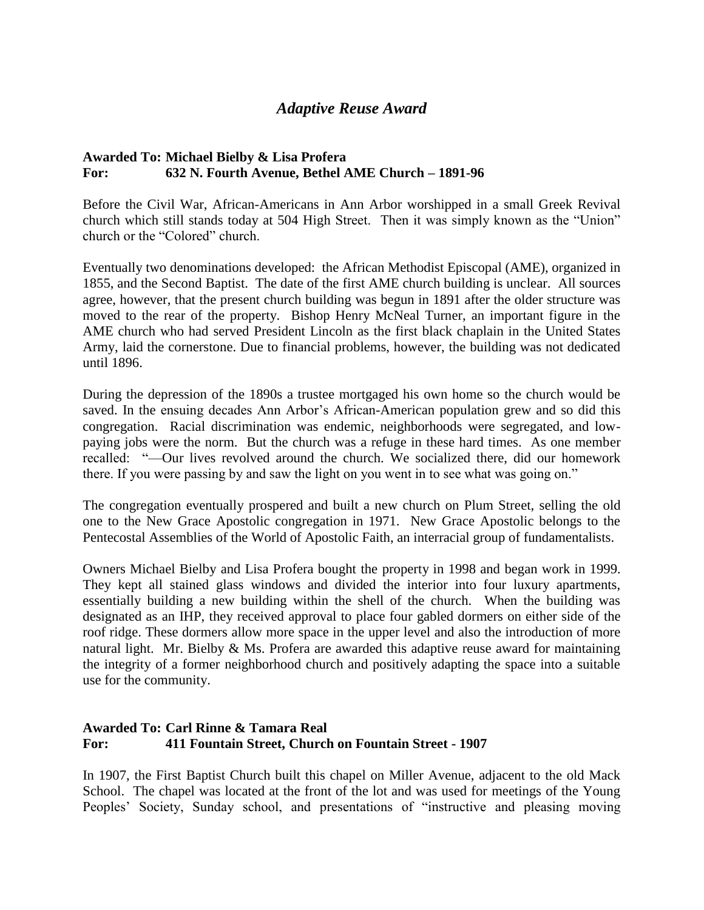## *Adaptive Reuse Award*

**Awarded To: Michael Bielby & Lisa Profera**
**For: 632 N. Fourth Avenue, Bethel AME Church – 1891-96**

Before the Civil War, African-Americans in Ann Arbor worshipped in a small Greek Revival church which still stands today at 504 High Street. Then it was simply known as the "Union" church or the "Colored" church.

Eventually two denominations developed: the African Methodist Episcopal (AME), organized in 1855, and the Second Baptist. The date of the first AME church building is unclear. All sources agree, however, that the present church building was begun in 1891 after the older structure was moved to the rear of the property. Bishop Henry McNeal Turner, an important figure in the AME church who had served President Lincoln as the first black chaplain in the United States Army, laid the cornerstone. Due to financial problems, however, the building was not dedicated until 1896.

During the depression of the 1890s a trustee mortgaged his own home so the church would be saved. In the ensuing decades Ann Arbor's African-American population grew and so did this congregation. Racial discrimination was endemic, neighborhoods were segregated, and low-paying jobs were the norm. But the church was a refuge in these hard times. As one member recalled: "—Our lives revolved around the church. We socialized there, did our homework there. If you were passing by and saw the light on you went in to see what was going on."

The congregation eventually prospered and built a new church on Plum Street, selling the old one to the New Grace Apostolic congregation in 1971. New Grace Apostolic belongs to the Pentecostal Assemblies of the World of Apostolic Faith, an interracial group of fundamentalists.

Owners Michael Bielby and Lisa Profera bought the property in 1998 and began work in 1999. They kept all stained glass windows and divided the interior into four luxury apartments, essentially building a new building within the shell of the church. When the building was designated as an IHP, they received approval to place four gabled dormers on either side of the roof ridge. These dormers allow more space in the upper level and also the introduction of more natural light. Mr. Bielby & Ms. Profera are awarded this adaptive reuse award for maintaining the integrity of a former neighborhood church and positively adapting the space into a suitable use for the community.

**Awarded To: Carl Rinne & Tamara Real**
**For: 411 Fountain Street, Church on Fountain Street - 1907**

In 1907, the First Baptist Church built this chapel on Miller Avenue, adjacent to the old Mack School. The chapel was located at the front of the lot and was used for meetings of the Young Peoples' Society, Sunday school, and presentations of "instructive and pleasing moving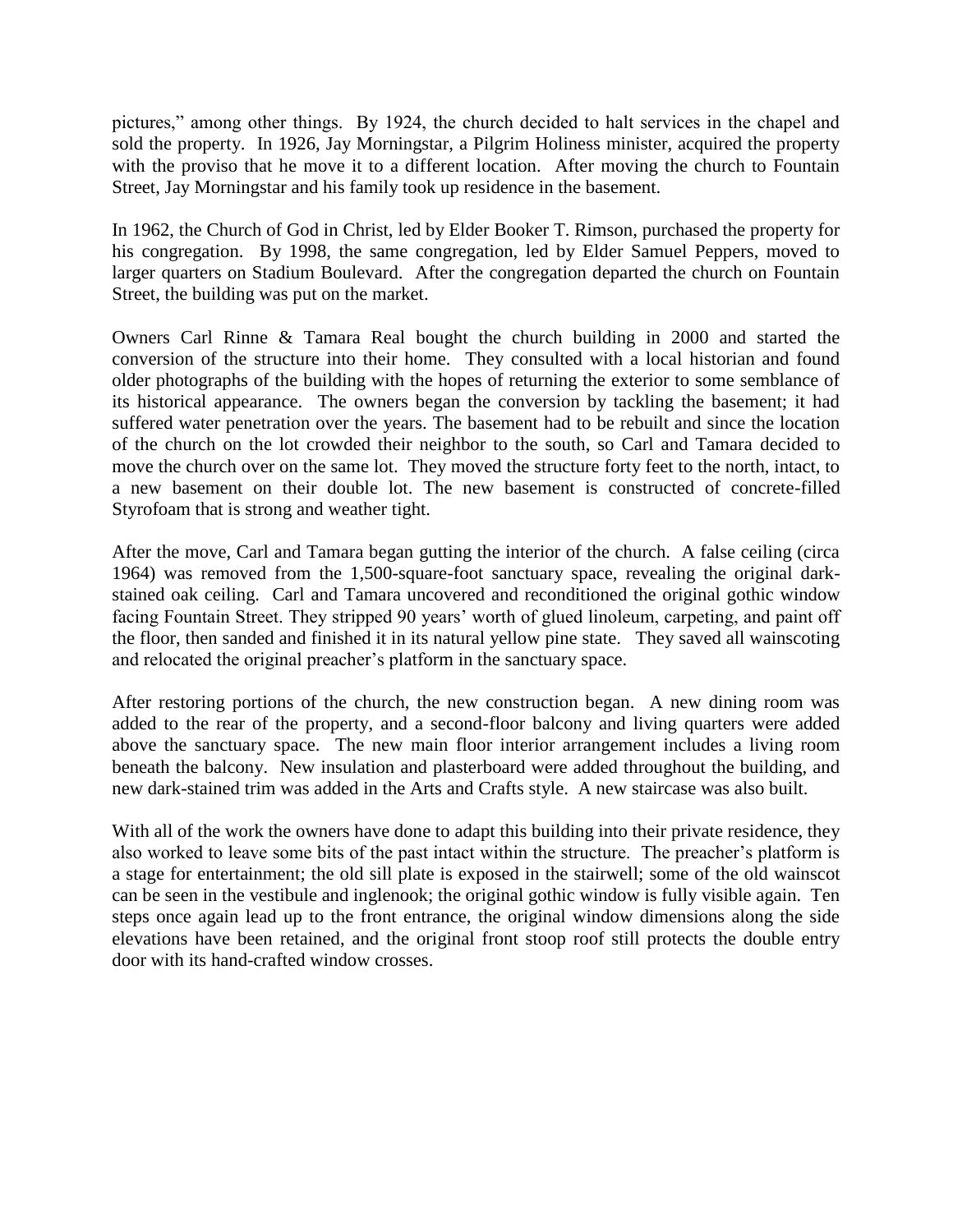pictures," among other things. By 1924, the church decided to halt services in the chapel and sold the property. In 1926, Jay Morningstar, a Pilgrim Holiness minister, acquired the property with the proviso that he move it to a different location. After moving the church to Fountain Street, Jay Morningstar and his family took up residence in the basement.

In 1962, the Church of God in Christ, led by Elder Booker T. Rimson, purchased the property for his congregation. By 1998, the same congregation, led by Elder Samuel Peppers, moved to larger quarters on Stadium Boulevard. After the congregation departed the church on Fountain Street, the building was put on the market.

Owners Carl Rinne & Tamara Real bought the church building in 2000 and started the conversion of the structure into their home. They consulted with a local historian and found older photographs of the building with the hopes of returning the exterior to some semblance of its historical appearance. The owners began the conversion by tackling the basement; it had suffered water penetration over the years. The basement had to be rebuilt and since the location of the church on the lot crowded their neighbor to the south, so Carl and Tamara decided to move the church over on the same lot. They moved the structure forty feet to the north, intact, to a new basement on their double lot. The new basement is constructed of concrete-filled Styrofoam that is strong and weather tight.

After the move, Carl and Tamara began gutting the interior of the church. A false ceiling (circa 1964) was removed from the 1,500-square-foot sanctuary space, revealing the original dark-stained oak ceiling. Carl and Tamara uncovered and reconditioned the original gothic window facing Fountain Street. They stripped 90 years' worth of glued linoleum, carpeting, and paint off the floor, then sanded and finished it in its natural yellow pine state. They saved all wainscoting and relocated the original preacher's platform in the sanctuary space.

After restoring portions of the church, the new construction began. A new dining room was added to the rear of the property, and a second-floor balcony and living quarters were added above the sanctuary space. The new main floor interior arrangement includes a living room beneath the balcony. New insulation and plasterboard were added throughout the building, and new dark-stained trim was added in the Arts and Crafts style. A new staircase was also built.

With all of the work the owners have done to adapt this building into their private residence, they also worked to leave some bits of the past intact within the structure. The preacher's platform is a stage for entertainment; the old sill plate is exposed in the stairwell; some of the old wainscot can be seen in the vestibule and inglenook; the original gothic window is fully visible again. Ten steps once again lead up to the front entrance, the original window dimensions along the side elevations have been retained, and the original front stoop roof still protects the double entry door with its hand-crafted window crosses.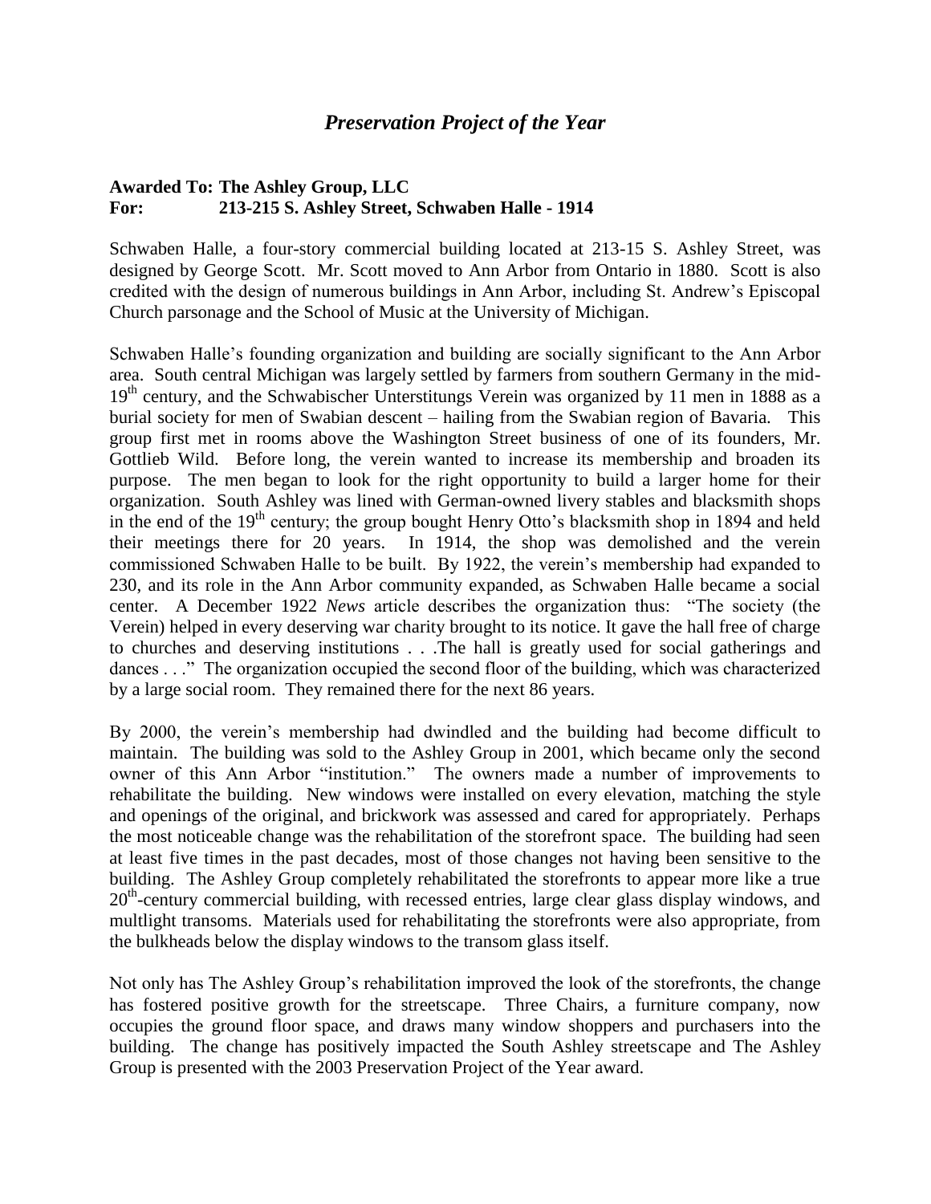## *Preservation Project of the Year*

**Awarded To: The Ashley Group, LLC**
**For: 213-215 S. Ashley Street, Schwaben Halle - 1914**

Schwaben Halle, a four-story commercial building located at 213-15 S. Ashley Street, was designed by George Scott. Mr. Scott moved to Ann Arbor from Ontario in 1880. Scott is also credited with the design of numerous buildings in Ann Arbor, including St. Andrew's Episcopal Church parsonage and the School of Music at the University of Michigan.

Schwaben Halle's founding organization and building are socially significant to the Ann Arbor area. South central Michigan was largely settled by farmers from southern Germany in the mid-19th century, and the Schwabischer Unterstitungs Verein was organized by 11 men in 1888 as a burial society for men of Swabian descent – hailing from the Swabian region of Bavaria. This group first met in rooms above the Washington Street business of one of its founders, Mr. Gottlieb Wild. Before long, the verein wanted to increase its membership and broaden its purpose. The men began to look for the right opportunity to build a larger home for their organization. South Ashley was lined with German-owned livery stables and blacksmith shops in the end of the 19th century; the group bought Henry Otto's blacksmith shop in 1894 and held their meetings there for 20 years. In 1914, the shop was demolished and the verein commissioned Schwaben Halle to be built. By 1922, the verein's membership had expanded to 230, and its role in the Ann Arbor community expanded, as Schwaben Halle became a social center. A December 1922 *News* article describes the organization thus: "The society (the Verein) helped in every deserving war charity brought to its notice. It gave the hall free of charge to churches and deserving institutions . . .The hall is greatly used for social gatherings and dances . . ." The organization occupied the second floor of the building, which was characterized by a large social room. They remained there for the next 86 years.

By 2000, the verein's membership had dwindled and the building had become difficult to maintain. The building was sold to the Ashley Group in 2001, which became only the second owner of this Ann Arbor "institution." The owners made a number of improvements to rehabilitate the building. New windows were installed on every elevation, matching the style and openings of the original, and brickwork was assessed and cared for appropriately. Perhaps the most noticeable change was the rehabilitation of the storefront space. The building had seen at least five times in the past decades, most of those changes not having been sensitive to the building. The Ashley Group completely rehabilitated the storefronts to appear more like a true 20th-century commercial building, with recessed entries, large clear glass display windows, and multlight transoms. Materials used for rehabilitating the storefronts were also appropriate, from the bulkheads below the display windows to the transom glass itself.

Not only has The Ashley Group's rehabilitation improved the look of the storefronts, the change has fostered positive growth for the streetscape. Three Chairs, a furniture company, now occupies the ground floor space, and draws many window shoppers and purchasers into the building. The change has positively impacted the South Ashley streetscape and The Ashley Group is presented with the 2003 Preservation Project of the Year award.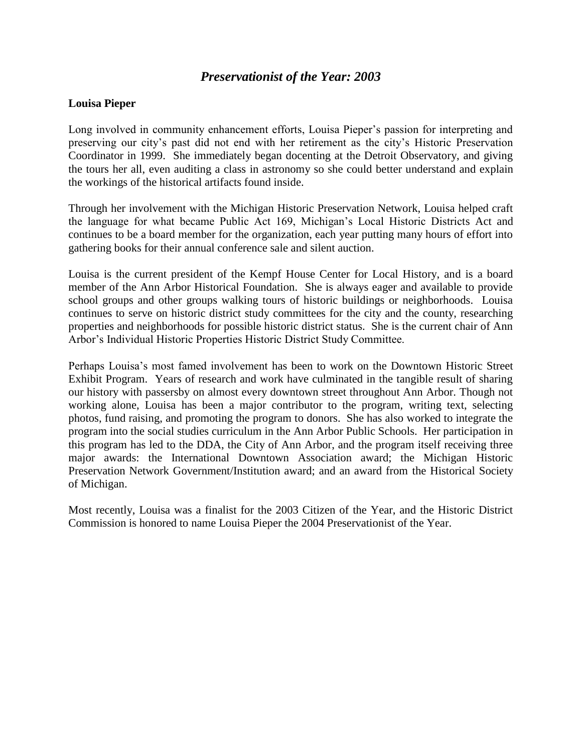## *Preservationist of the Year: 2003*

**Louisa Pieper**

Long involved in community enhancement efforts, Louisa Pieper's passion for interpreting and preserving our city's past did not end with her retirement as the city's Historic Preservation Coordinator in 1999. She immediately began docenting at the Detroit Observatory, and giving the tours her all, even auditing a class in astronomy so she could better understand and explain the workings of the historical artifacts found inside.

Through her involvement with the Michigan Historic Preservation Network, Louisa helped craft the language for what became Public Act 169, Michigan's Local Historic Districts Act and continues to be a board member for the organization, each year putting many hours of effort into gathering books for their annual conference sale and silent auction.

Louisa is the current president of the Kempf House Center for Local History, and is a board member of the Ann Arbor Historical Foundation. She is always eager and available to provide school groups and other groups walking tours of historic buildings or neighborhoods. Louisa continues to serve on historic district study committees for the city and the county, researching properties and neighborhoods for possible historic district status. She is the current chair of Ann Arbor's Individual Historic Properties Historic District Study Committee.

Perhaps Louisa's most famed involvement has been to work on the Downtown Historic Street Exhibit Program. Years of research and work have culminated in the tangible result of sharing our history with passersby on almost every downtown street throughout Ann Arbor. Though not working alone, Louisa has been a major contributor to the program, writing text, selecting photos, fund raising, and promoting the program to donors. She has also worked to integrate the program into the social studies curriculum in the Ann Arbor Public Schools. Her participation in this program has led to the DDA, the City of Ann Arbor, and the program itself receiving three major awards: the International Downtown Association award; the Michigan Historic Preservation Network Government/Institution award; and an award from the Historical Society of Michigan.

Most recently, Louisa was a finalist for the 2003 Citizen of the Year, and the Historic District Commission is honored to name Louisa Pieper the 2004 Preservationist of the Year.